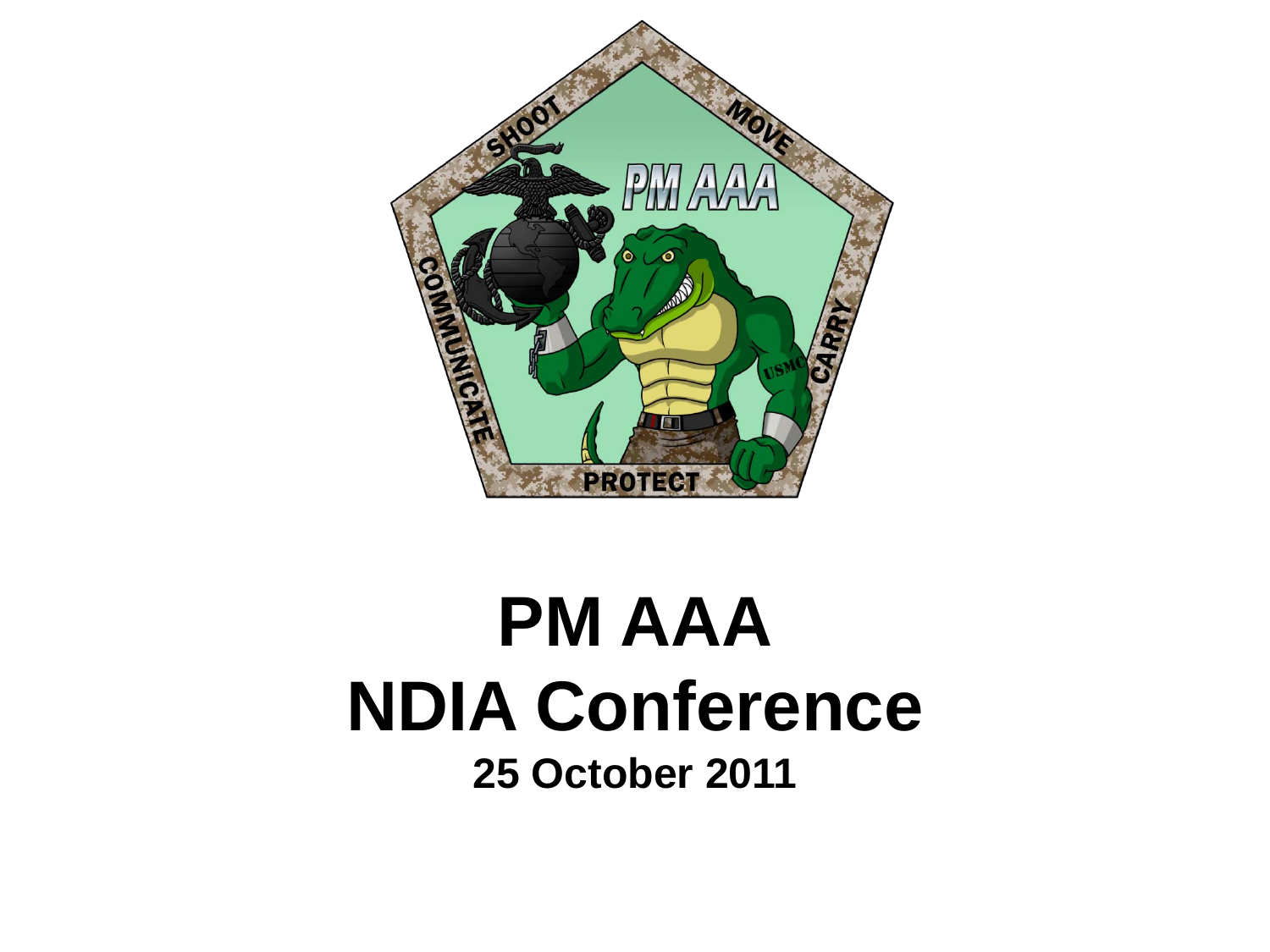# PM AAA
# NDIA Conference
### 25 October 2011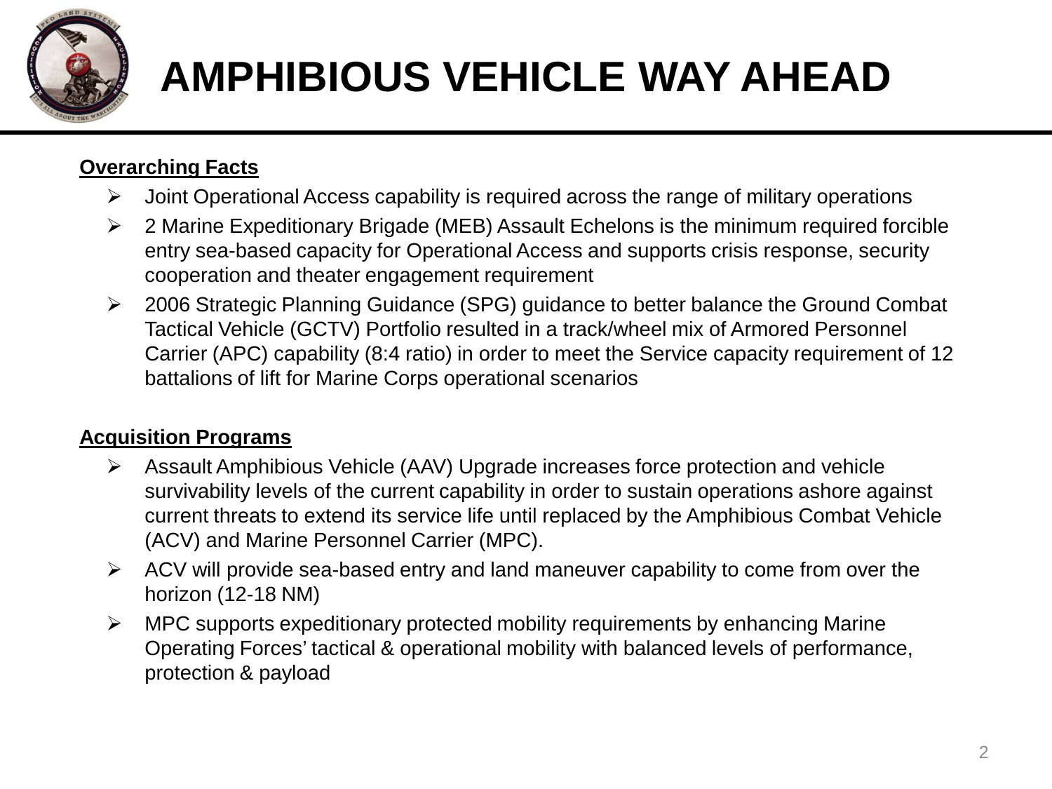# AMPHIBIOUS VEHICLE WAY AHEAD

**Overarching Facts**

- Joint Operational Access capability is required across the range of military operations
- 2 Marine Expeditionary Brigade (MEB) Assault Echelons is the minimum required forcible entry sea-based capacity for Operational Access and supports crisis response, security cooperation and theater engagement requirement
- 2006 Strategic Planning Guidance (SPG) guidance to better balance the Ground Combat Tactical Vehicle (GCTV) Portfolio resulted in a track/wheel mix of Armored Personnel Carrier (APC) capability (8:4 ratio) in order to meet the Service capacity requirement of 12 battalions of lift for Marine Corps operational scenarios

**Acquisition Programs**

- Assault Amphibious Vehicle (AAV) Upgrade increases force protection and vehicle survivability levels of the current capability in order to sustain operations ashore against current threats to extend its service life until replaced by the Amphibious Combat Vehicle (ACV) and Marine Personnel Carrier (MPC).
- ACV will provide sea-based entry and land maneuver capability to come from over the horizon (12-18 NM)
- MPC supports expeditionary protected mobility requirements by enhancing Marine Operating Forces' tactical & operational mobility with balanced levels of performance, protection & payload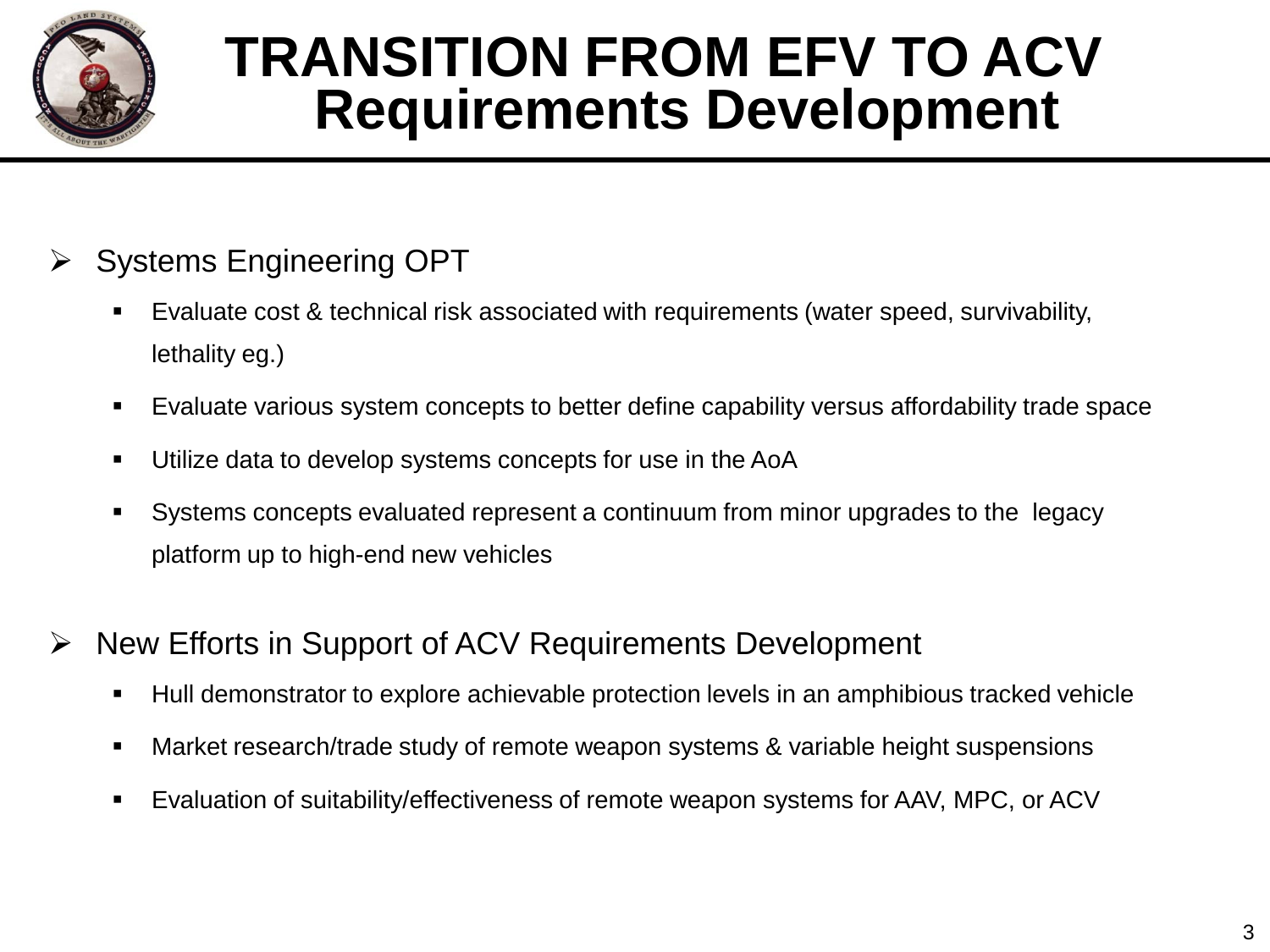# TRANSITION FROM EFV TO ACV
## Requirements Development

- Systems Engineering OPT
  - Evaluate cost & technical risk associated with requirements (water speed, survivability, lethality eg.)
  - Evaluate various system concepts to better define capability versus affordability trade space
  - Utilize data to develop systems concepts for use in the AoA
  - Systems concepts evaluated represent a continuum from minor upgrades to the legacy platform up to high-end new vehicles

- New Efforts in Support of ACV Requirements Development
  - Hull demonstrator to explore achievable protection levels in an amphibious tracked vehicle
  - Market research/trade study of remote weapon systems & variable height suspensions
  - Evaluation of suitability/effectiveness of remote weapon systems for AAV, MPC, or ACV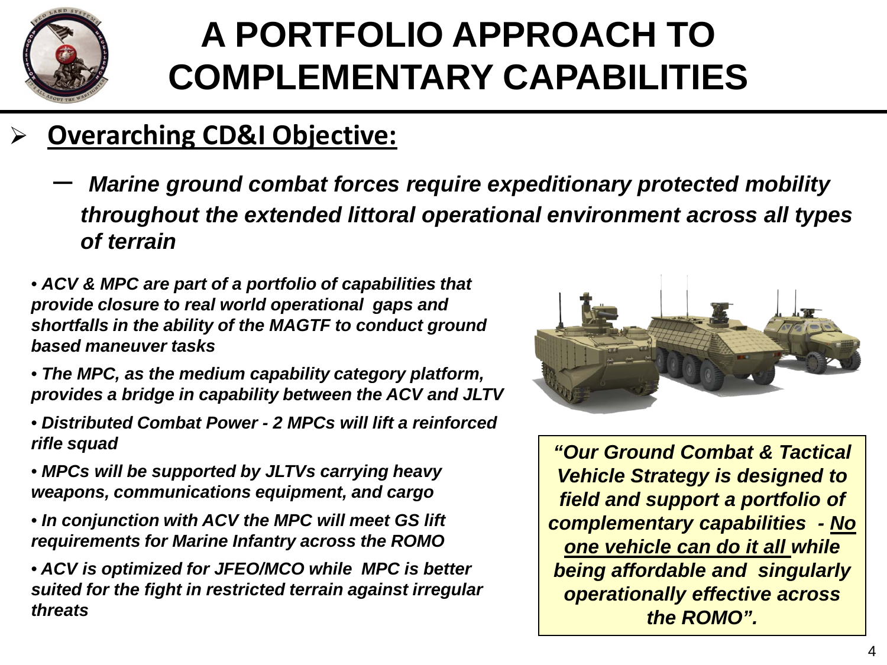# A PORTFOLIO APPROACH TO COMPLEMENTARY CAPABILITIES

- **Overarching CD&I Objective:**
  - *Marine ground combat forces require expeditionary protected mobility throughout the extended littoral operational environment across all types of terrain*

- ***ACV & MPC are part of a portfolio of capabilities that provide closure to real world operational gaps and shortfalls in the ability of the MAGTF to conduct ground based maneuver tasks***
- ***The MPC, as the medium capability category platform, provides a bridge in capability between the ACV and JLTV***
- ***Distributed Combat Power - 2 MPCs will lift a reinforced rifle squad***
- ***MPCs will be supported by JLTVs carrying heavy weapons, communications equipment, and cargo***
- ***In conjunction with ACV the MPC will meet GS lift requirements for Marine Infantry across the ROMO***
- ***ACV is optimized for JFEO/MCO while MPC is better suited for the fight in restricted terrain against irregular threats***

***"Our Ground Combat & Tactical Vehicle Strategy is designed to field and support a portfolio of complementary capabilities - No one vehicle can do it all while being affordable and singularly operationally effective across the ROMO".***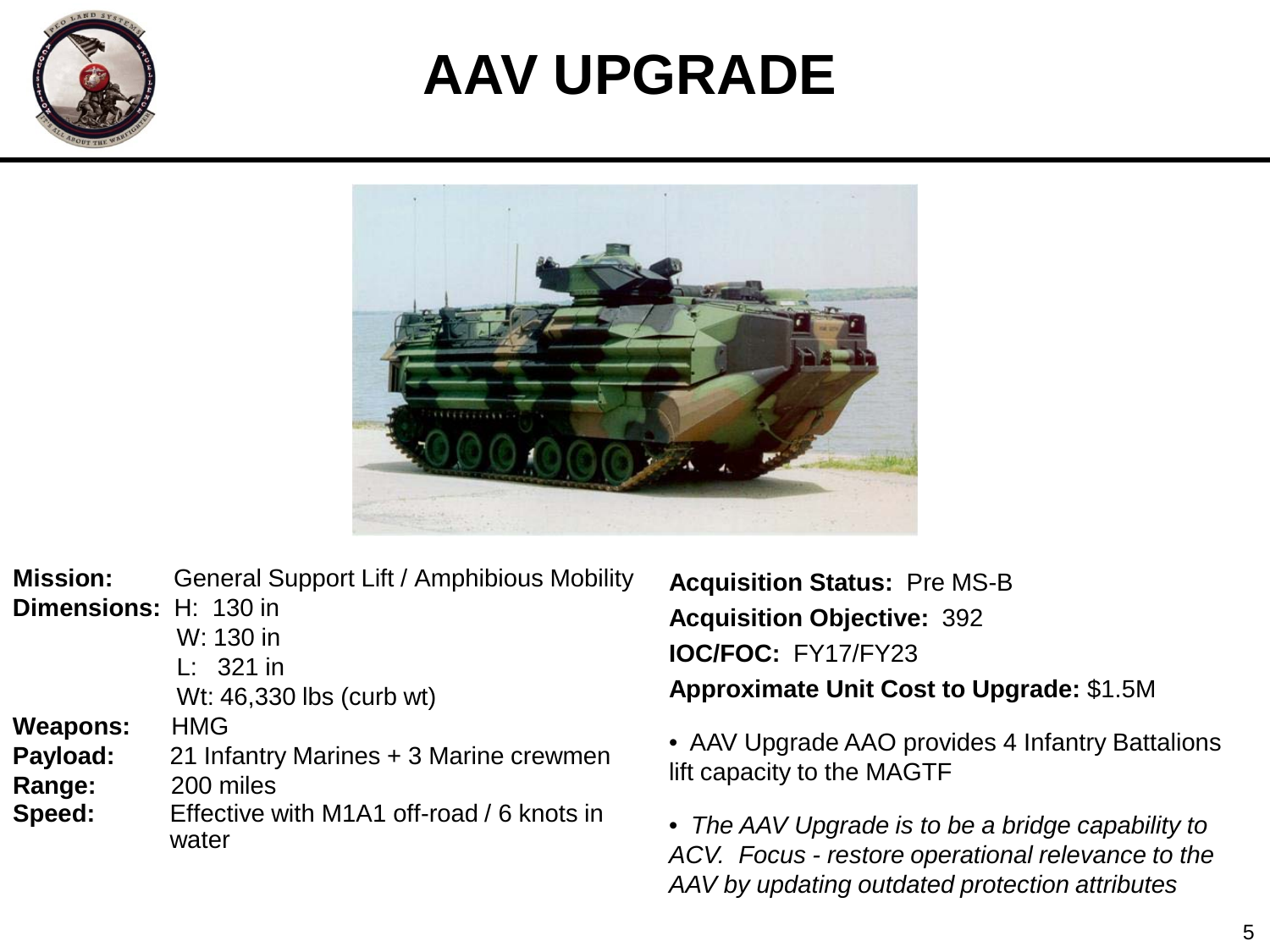# AAV UPGRADE

**Mission:** General Support Lift / Amphibious Mobility
**Dimensions:** H: 130 in
W: 130 in
L: 321 in
Wt: 46,330 lbs (curb wt)
**Weapons:** HMG
**Payload:** 21 Infantry Marines + 3 Marine crewmen
**Range:** 200 miles
**Speed:** Effective with M1A1 off-road / 6 knots in water

**Acquisition Status:** Pre MS-B

**Acquisition Objective:** 392

**IOC/FOC:** FY17/FY23

**Approximate Unit Cost to Upgrade:** $1.5M

- AAV Upgrade AAO provides 4 Infantry Battalions lift capacity to the MAGTF

- *The AAV Upgrade is to be a bridge capability to ACV. Focus - restore operational relevance to the AAV by updating outdated protection attributes*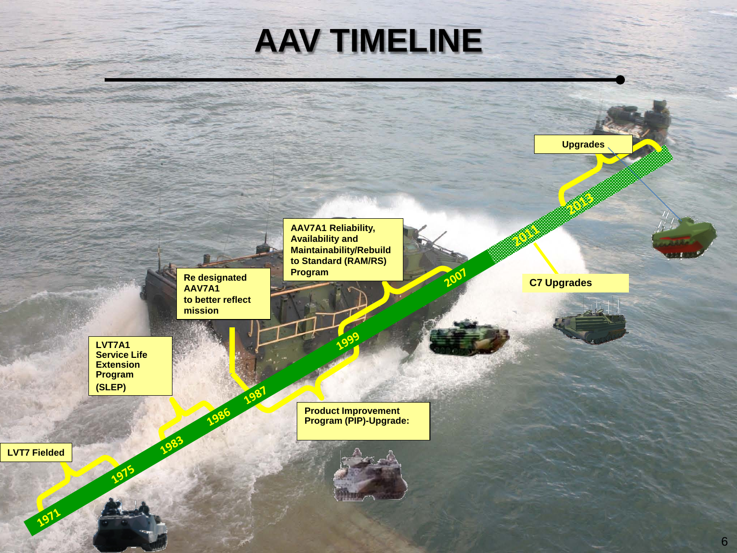# AAV TIMELINE

- 1971–1975: LVT7 Fielded
- 1983–1986: LVT7A1 Service Life Extension Program (SLEP)
- 1987: Re designated AAV7A1 to better reflect mission
- 1987–1999: Product Improvement Program (PIP)-Upgrade:
- 1999–2007: AAV7A1 Reliability, Availability and Maintainability/Rebuild to Standard (RAM/RS) Program
- 2011: C7 Upgrades
- 2013: Upgrades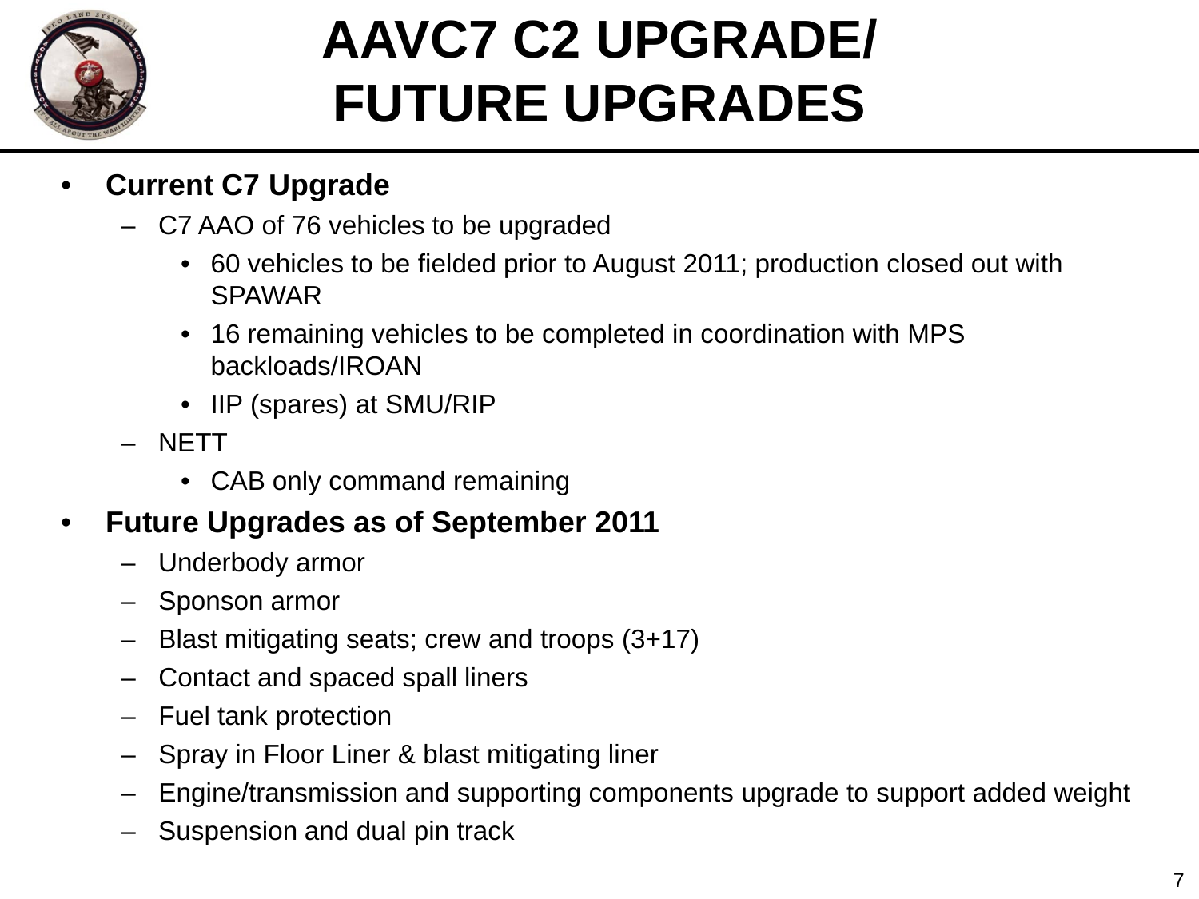# AAVC7 C2 UPGRADE/ FUTURE UPGRADES

- **Current C7 Upgrade**
  - C7 AAO of 76 vehicles to be upgraded
    - 60 vehicles to be fielded prior to August 2011; production closed out with SPAWAR
    - 16 remaining vehicles to be completed in coordination with MPS backloads/IROAN
    - IIP (spares) at SMU/RIP
  - NETT
    - CAB only command remaining
- **Future Upgrades as of September 2011**
  - Underbody armor
  - Sponson armor
  - Blast mitigating seats; crew and troops (3+17)
  - Contact and spaced spall liners
  - Fuel tank protection
  - Spray in Floor Liner & blast mitigating liner
  - Engine/transmission and supporting components upgrade to support added weight
  - Suspension and dual pin track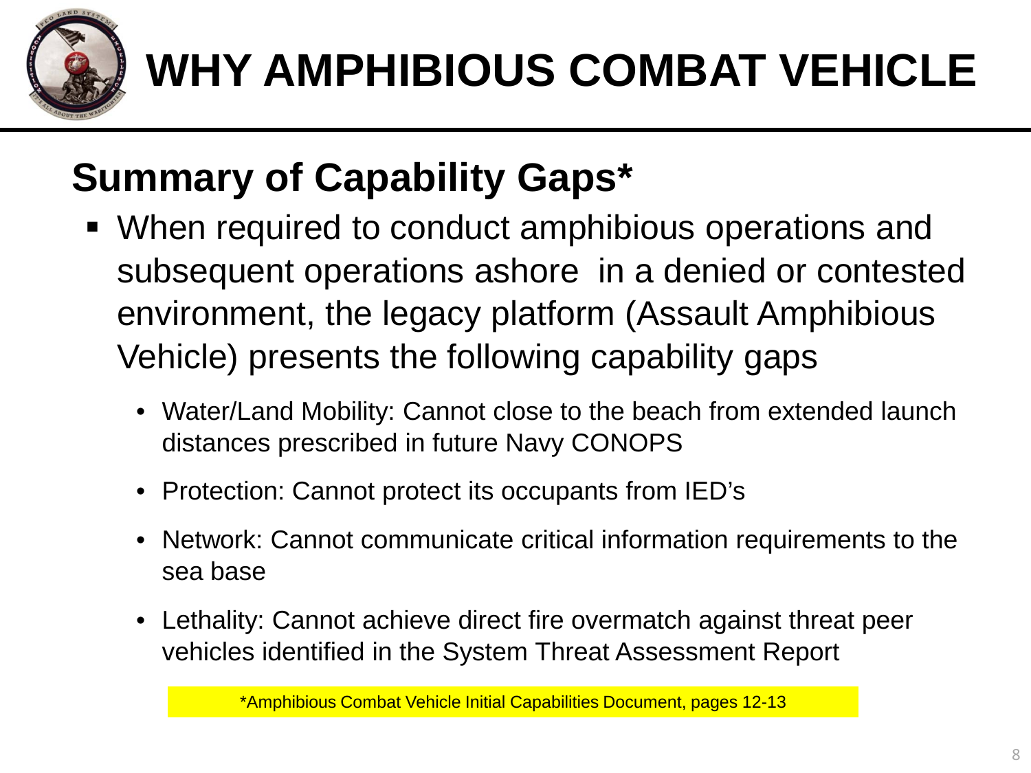# WHY AMPHIBIOUS COMBAT VEHICLE

## Summary of Capability Gaps*

- When required to conduct amphibious operations and subsequent operations ashore in a denied or contested environment, the legacy platform (Assault Amphibious Vehicle) presents the following capability gaps
  - Water/Land Mobility: Cannot close to the beach from extended launch distances prescribed in future Navy CONOPS
  - Protection: Cannot protect its occupants from IED's
  - Network: Cannot communicate critical information requirements to the sea base
  - Lethality: Cannot achieve direct fire overmatch against threat peer vehicles identified in the System Threat Assessment Report

*Amphibious Combat Vehicle Initial Capabilities Document, pages 12-13